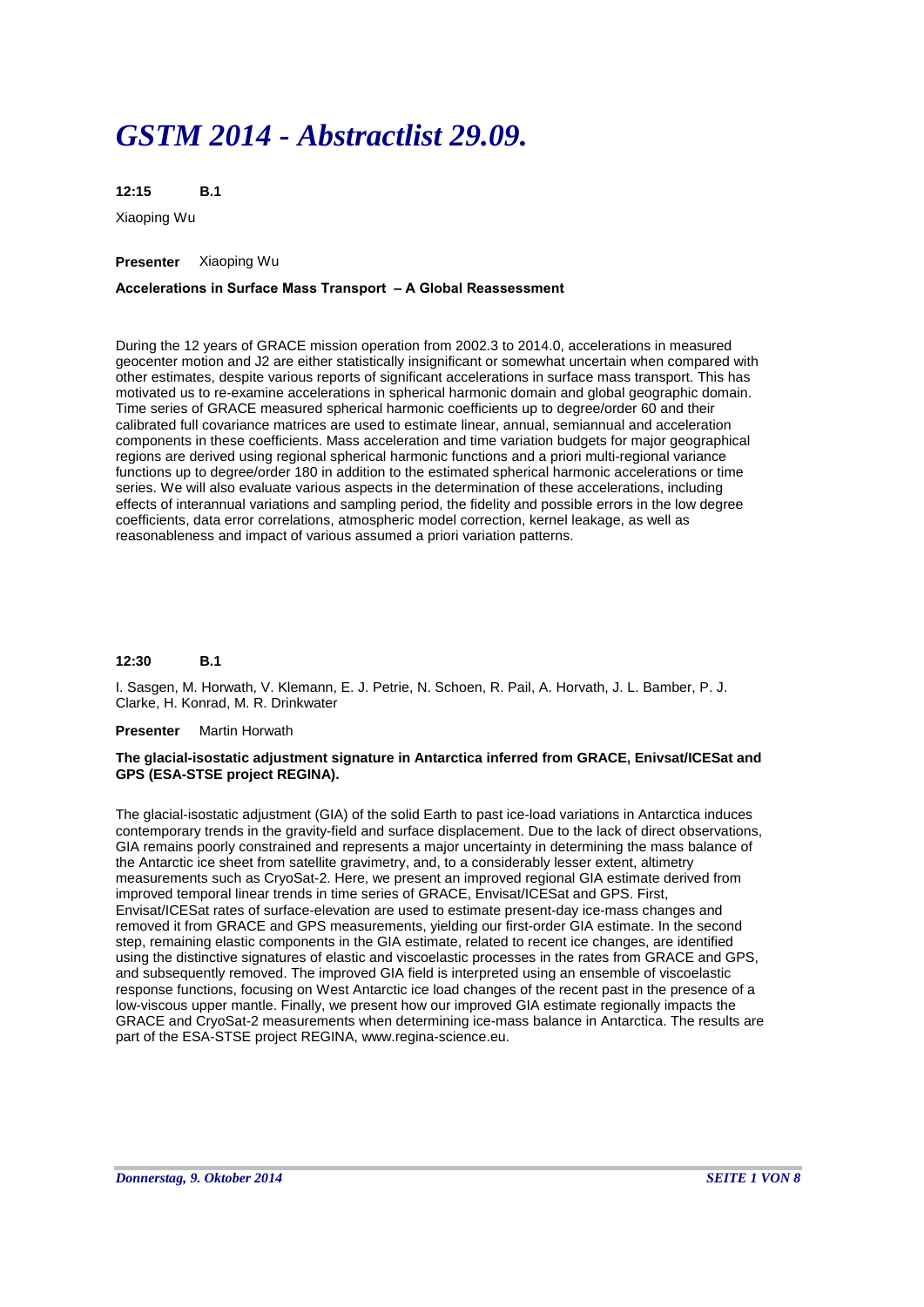# GSTM 2014 - Abstractlist 29.09.

**12:15 B.1**

Xiaoping Wu

**Presenter** Xiaoping Wu

**Accelerations in Surface Mass Transport – A Global Reassessment**

During the 12 years of GRACE mission operation from 2002.3 to 2014.0, accelerations in measured geocenter motion and J2 are either statistically insignificant or somewhat uncertain when compared with other estimates, despite various reports of significant accelerations in surface mass transport. This has motivated us to re-examine accelerations in spherical harmonic domain and global geographic domain. Time series of GRACE measured spherical harmonic coefficients up to degree/order 60 and their calibrated full covariance matrices are used to estimate linear, annual, semiannual and acceleration components in these coefficients. Mass acceleration and time variation budgets for major geographical regions are derived using regional spherical harmonic functions and a priori multi-regional variance functions up to degree/order 180 in addition to the estimated spherical harmonic accelerations or time series. We will also evaluate various aspects in the determination of these accelerations, including effects of interannual variations and sampling period, the fidelity and possible errors in the low degree coefficients, data error correlations, atmospheric model correction, kernel leakage, as well as reasonableness and impact of various assumed a priori variation patterns.

**12:30 B.1**

I. Sasgen, M. Horwath, V. Klemann, E. J. Petrie, N. Schoen, R. Pail, A. Horvath, J. L. Bamber, P. J. Clarke, H. Konrad, M. R. Drinkwater

**Presenter** Martin Horwath

**The glacial-isostatic adjustment signature in Antarctica inferred from GRACE, Enivsat/ICESat and GPS (ESA-STSE project REGINA).**

The glacial-isostatic adjustment (GIA) of the solid Earth to past ice-load variations in Antarctica induces contemporary trends in the gravity-field and surface displacement. Due to the lack of direct observations, GIA remains poorly constrained and represents a major uncertainty in determining the mass balance of the Antarctic ice sheet from satellite gravimetry, and, to a considerably lesser extent, altimetry measurements such as CryoSat-2. Here, we present an improved regional GIA estimate derived from improved temporal linear trends in time series of GRACE, Envisat/ICESat and GPS. First, Envisat/ICESat rates of surface-elevation are used to estimate present-day ice-mass changes and removed it from GRACE and GPS measurements, yielding our first-order GIA estimate. In the second step, remaining elastic components in the GIA estimate, related to recent ice changes, are identified using the distinctive signatures of elastic and viscoelastic processes in the rates from GRACE and GPS, and subsequently removed. The improved GIA field is interpreted using an ensemble of viscoelastic response functions, focusing on West Antarctic ice load changes of the recent past in the presence of a low-viscous upper mantle. Finally, we present how our improved GIA estimate regionally impacts the GRACE and CryoSat-2 measurements when determining ice-mass balance in Antarctica. The results are part of the ESA-STSE project REGINA, www.regina-science.eu.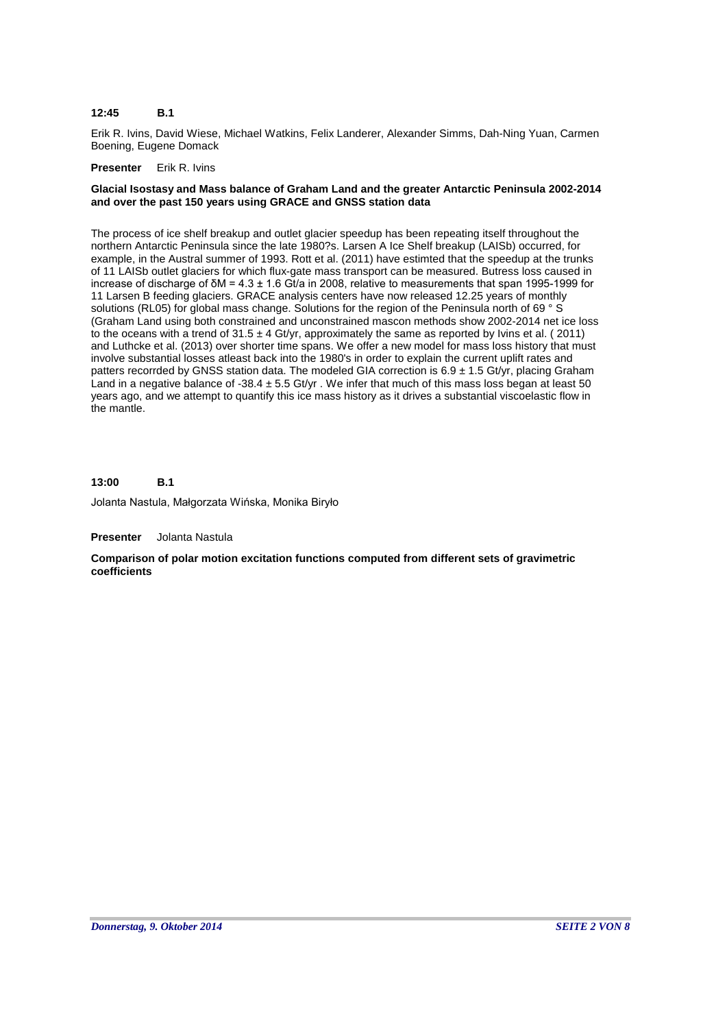**12:45 B.1**

Erik R. Ivins, David Wiese, Michael Watkins, Felix Landerer, Alexander Simms, Dah-Ning Yuan, Carmen Boening, Eugene Domack

**Presenter** Erik R. Ivins

**Glacial Isostasy and Mass balance of Graham Land and the greater Antarctic Peninsula 2002-2014 and over the past 150 years using GRACE and GNSS station data**

The process of ice shelf breakup and outlet glacier speedup has been repeating itself throughout the northern Antarctic Peninsula since the late 1980?s. Larsen A Ice Shelf breakup (LAISb) occurred, for example, in the Austral summer of 1993. Rott et al. (2011) have estimted that the speedup at the trunks of 11 LAISb outlet glaciers for which flux-gate mass transport can be measured. Butress loss caused in increase of discharge of $\delta M = 4.3 \pm 1.6$ Gt/a in 2008, relative to measurements that span 1995-1999 for 11 Larsen B feeding glaciers. GRACE analysis centers have now released 12.25 years of monthly solutions (RL05) for global mass change. Solutions for the region of the Peninsula north of 69 ° S (Graham Land using both constrained and unconstrained mascon methods show 2002-2014 net ice loss to the oceans with a trend of $31.5 \pm 4$ Gt/yr, approximately the same as reported by Ivins et al. ( 2011) and Luthcke et al. (2013) over shorter time spans. We offer a new model for mass loss history that must involve substantial losses atleast back into the 1980's in order to explain the current uplift rates and patters recorrded by GNSS station data. The modeled GIA correction is $6.9 \pm 1.5$ Gt/yr, placing Graham Land in a negative balance of $-38.4 \pm 5.5$ Gt/yr . We infer that much of this mass loss began at least 50 years ago, and we attempt to quantify this ice mass history as it drives a substantial viscoelastic flow in the mantle.

**13:00 B.1**

Jolanta Nastula, Małgorzata Wińska, Monika Biryło

**Presenter** Jolanta Nastula

**Comparison of polar motion excitation functions computed from different sets of gravimetric coefficients**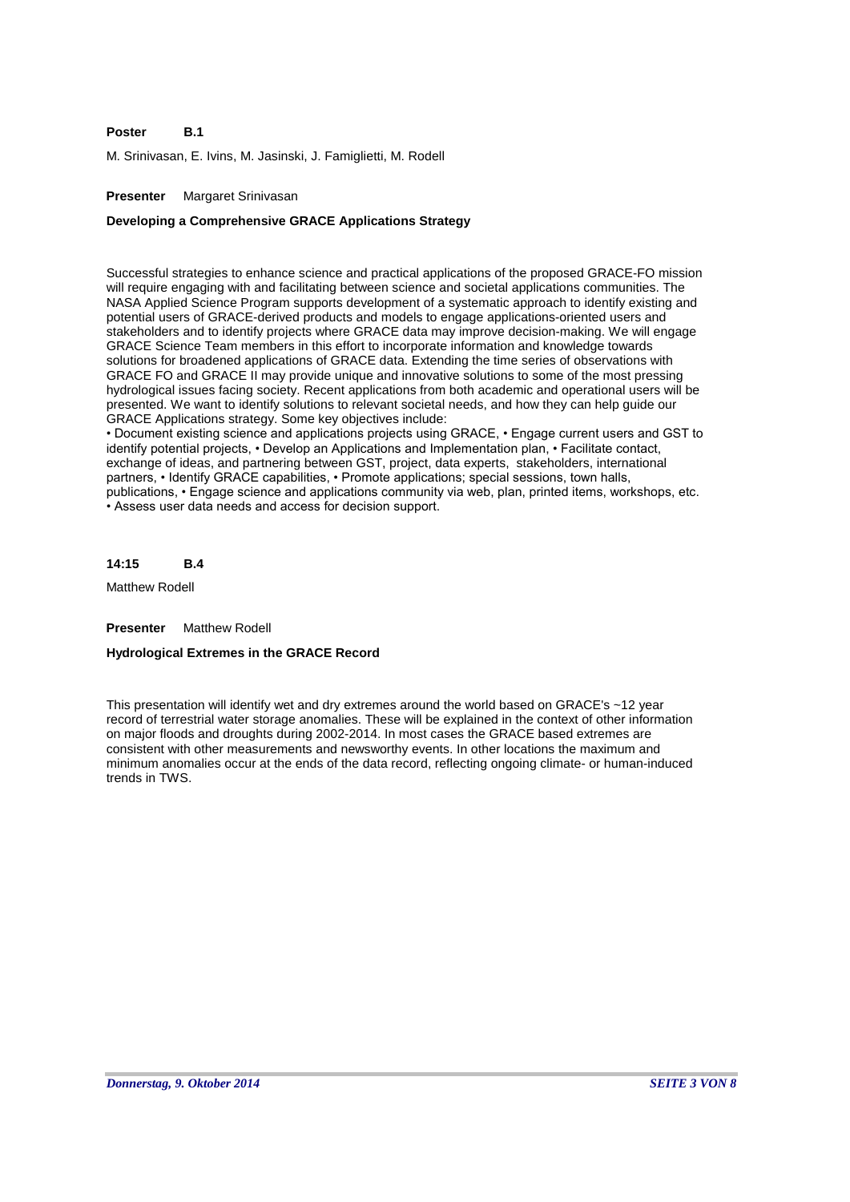**Poster B.1**

M. Srinivasan, E. Ivins, M. Jasinski, J. Famiglietti, M. Rodell

**Presenter** Margaret Srinivasan

**Developing a Comprehensive GRACE Applications Strategy**

Successful strategies to enhance science and practical applications of the proposed GRACE-FO mission will require engaging with and facilitating between science and societal applications communities. The NASA Applied Science Program supports development of a systematic approach to identify existing and potential users of GRACE-derived products and models to engage applications-oriented users and stakeholders and to identify projects where GRACE data may improve decision-making. We will engage GRACE Science Team members in this effort to incorporate information and knowledge towards solutions for broadened applications of GRACE data. Extending the time series of observations with GRACE FO and GRACE II may provide unique and innovative solutions to some of the most pressing hydrological issues facing society. Recent applications from both academic and operational users will be presented. We want to identify solutions to relevant societal needs, and how they can help guide our GRACE Applications strategy. Some key objectives include:
• Document existing science and applications projects using GRACE, • Engage current users and GST to identify potential projects, • Develop an Applications and Implementation plan, • Facilitate contact, exchange of ideas, and partnering between GST, project, data experts, stakeholders, international partners, • Identify GRACE capabilities, • Promote applications; special sessions, town halls, publications, • Engage science and applications community via web, plan, printed items, workshops, etc. • Assess user data needs and access for decision support.

**14:15 B.4**

Matthew Rodell

**Presenter** Matthew Rodell

**Hydrological Extremes in the GRACE Record**

This presentation will identify wet and dry extremes around the world based on GRACE's ~12 year record of terrestrial water storage anomalies. These will be explained in the context of other information on major floods and droughts during 2002-2014. In most cases the GRACE based extremes are consistent with other measurements and newsworthy events. In other locations the maximum and minimum anomalies occur at the ends of the data record, reflecting ongoing climate- or human-induced trends in TWS.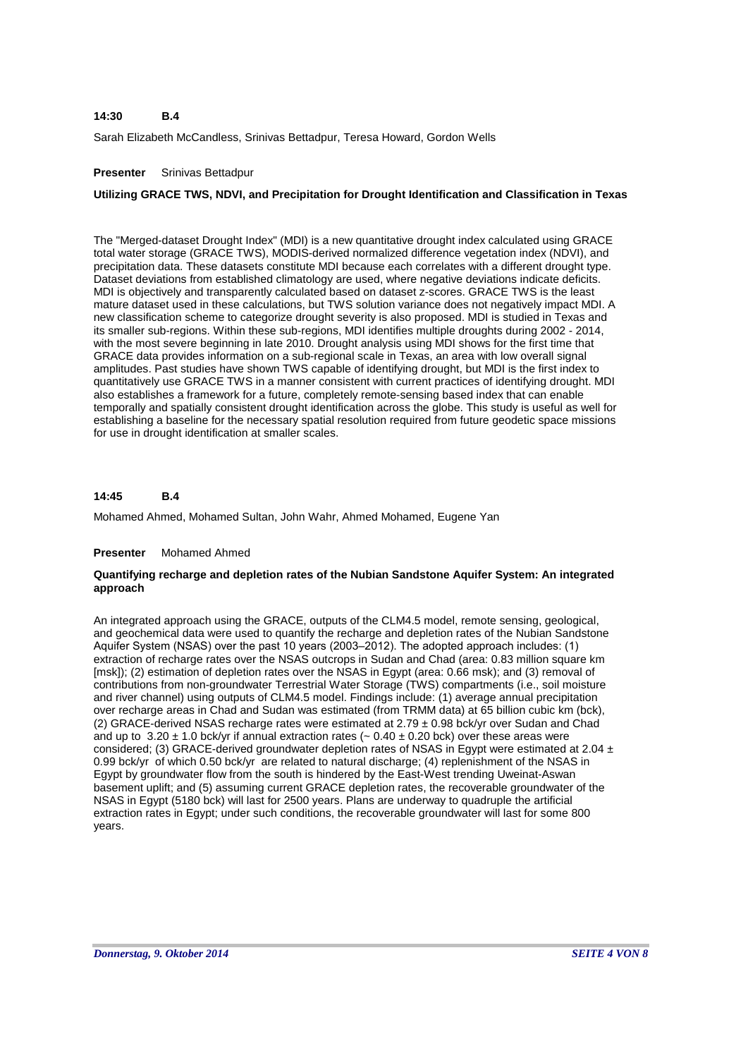**14:30 B.4**

Sarah Elizabeth McCandless, Srinivas Bettadpur, Teresa Howard, Gordon Wells

**Presenter** Srinivas Bettadpur

**Utilizing GRACE TWS, NDVI, and Precipitation for Drought Identification and Classification in Texas**

The "Merged-dataset Drought Index" (MDI) is a new quantitative drought index calculated using GRACE total water storage (GRACE TWS), MODIS-derived normalized difference vegetation index (NDVI), and precipitation data. These datasets constitute MDI because each correlates with a different drought type. Dataset deviations from established climatology are used, where negative deviations indicate deficits. MDI is objectively and transparently calculated based on dataset z-scores. GRACE TWS is the least mature dataset used in these calculations, but TWS solution variance does not negatively impact MDI. A new classification scheme to categorize drought severity is also proposed. MDI is studied in Texas and its smaller sub-regions. Within these sub-regions, MDI identifies multiple droughts during 2002 - 2014, with the most severe beginning in late 2010. Drought analysis using MDI shows for the first time that GRACE data provides information on a sub-regional scale in Texas, an area with low overall signal amplitudes. Past studies have shown TWS capable of identifying drought, but MDI is the first index to quantitatively use GRACE TWS in a manner consistent with current practices of identifying drought. MDI also establishes a framework for a future, completely remote-sensing based index that can enable temporally and spatially consistent drought identification across the globe. This study is useful as well for establishing a baseline for the necessary spatial resolution required from future geodetic space missions for use in drought identification at smaller scales.

**14:45 B.4**

Mohamed Ahmed, Mohamed Sultan, John Wahr, Ahmed Mohamed, Eugene Yan

**Presenter** Mohamed Ahmed

**Quantifying recharge and depletion rates of the Nubian Sandstone Aquifer System: An integrated approach**

An integrated approach using the GRACE, outputs of the CLM4.5 model, remote sensing, geological, and geochemical data were used to quantify the recharge and depletion rates of the Nubian Sandstone Aquifer System (NSAS) over the past 10 years (2003–2012). The adopted approach includes: (1) extraction of recharge rates over the NSAS outcrops in Sudan and Chad (area: 0.83 million square km [msk]); (2) estimation of depletion rates over the NSAS in Egypt (area: 0.66 msk); and (3) removal of contributions from non-groundwater Terrestrial Water Storage (TWS) compartments (i.e., soil moisture and river channel) using outputs of CLM4.5 model. Findings include: (1) average annual precipitation over recharge areas in Chad and Sudan was estimated (from TRMM data) at 65 billion cubic km (bck), (2) GRACE-derived NSAS recharge rates were estimated at $2.79 \pm 0.98$ bck/yr over Sudan and Chad and up to $3.20 \pm 1.0$ bck/yr if annual extraction rates ($\sim 0.40 \pm 0.20$ bck) over these areas were considered; (3) GRACE-derived groundwater depletion rates of NSAS in Egypt were estimated at $2.04 \pm 0.99$ bck/yr of which 0.50 bck/yr are related to natural discharge; (4) replenishment of the NSAS in Egypt by groundwater flow from the south is hindered by the East-West trending Uweinat-Aswan basement uplift; and (5) assuming current GRACE depletion rates, the recoverable groundwater of the NSAS in Egypt (5180 bck) will last for 2500 years. Plans are underway to quadruple the artificial extraction rates in Egypt; under such conditions, the recoverable groundwater will last for some 800 years.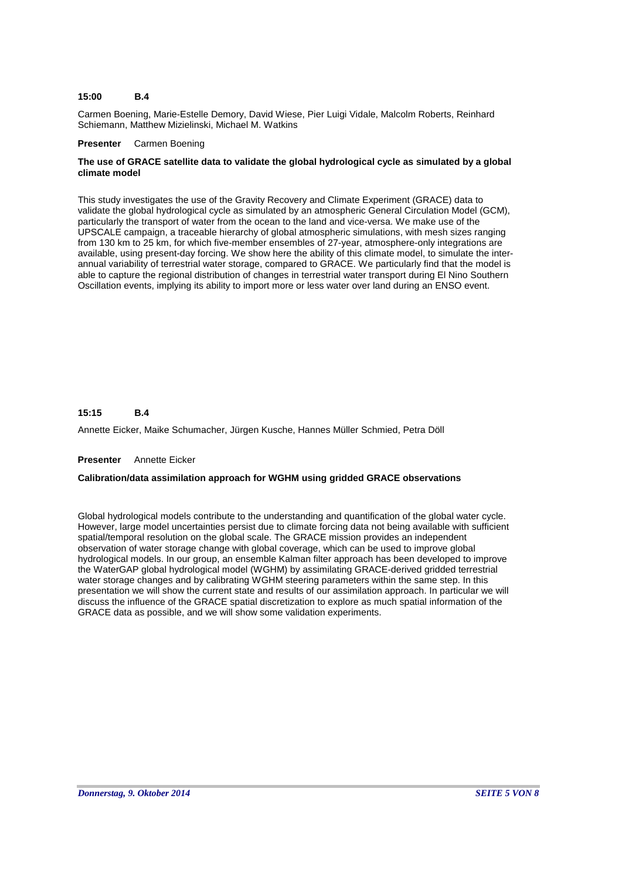**15:00 B.4**

Carmen Boening, Marie-Estelle Demory, David Wiese, Pier Luigi Vidale, Malcolm Roberts, Reinhard Schiemann, Matthew Mizielinski, Michael M. Watkins

**Presenter** Carmen Boening

**The use of GRACE satellite data to validate the global hydrological cycle as simulated by a global climate model**

This study investigates the use of the Gravity Recovery and Climate Experiment (GRACE) data to validate the global hydrological cycle as simulated by an atmospheric General Circulation Model (GCM), particularly the transport of water from the ocean to the land and vice-versa. We make use of the UPSCALE campaign, a traceable hierarchy of global atmospheric simulations, with mesh sizes ranging from 130 km to 25 km, for which five-member ensembles of 27-year, atmosphere-only integrations are available, using present-day forcing. We show here the ability of this climate model, to simulate the inter-annual variability of terrestrial water storage, compared to GRACE. We particularly find that the model is able to capture the regional distribution of changes in terrestrial water transport during El Nino Southern Oscillation events, implying its ability to import more or less water over land during an ENSO event.

**15:15 B.4**

Annette Eicker, Maike Schumacher, Jürgen Kusche, Hannes Müller Schmied, Petra Döll

**Presenter** Annette Eicker

**Calibration/data assimilation approach for WGHM using gridded GRACE observations**

Global hydrological models contribute to the understanding and quantification of the global water cycle. However, large model uncertainties persist due to climate forcing data not being available with sufficient spatial/temporal resolution on the global scale. The GRACE mission provides an independent observation of water storage change with global coverage, which can be used to improve global hydrological models. In our group, an ensemble Kalman filter approach has been developed to improve the WaterGAP global hydrological model (WGHM) by assimilating GRACE-derived gridded terrestrial water storage changes and by calibrating WGHM steering parameters within the same step. In this presentation we will show the current state and results of our assimilation approach. In particular we will discuss the influence of the GRACE spatial discretization to explore as much spatial information of the GRACE data as possible, and we will show some validation experiments.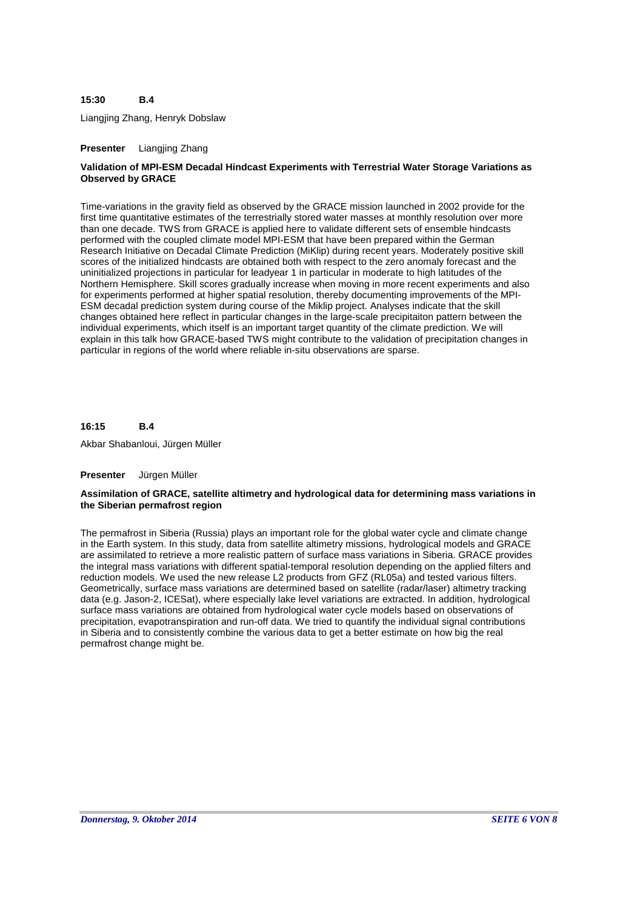**15:30 B.4**

Liangjing Zhang, Henryk Dobslaw

**Presenter** Liangjing Zhang

**Validation of MPI-ESM Decadal Hindcast Experiments with Terrestrial Water Storage Variations as Observed by GRACE**

Time-variations in the gravity field as observed by the GRACE mission launched in 2002 provide for the first time quantitative estimates of the terrestrially stored water masses at monthly resolution over more than one decade. TWS from GRACE is applied here to validate different sets of ensemble hindcasts performed with the coupled climate model MPI-ESM that have been prepared within the German Research Initiative on Decadal Climate Prediction (MiKlip) during recent years. Moderately positive skill scores of the initialized hindcasts are obtained both with respect to the zero anomaly forecast and the uninitialized projections in particular for leadyear 1 in particular in moderate to high latitudes of the Northern Hemisphere. Skill scores gradually increase when moving in more recent experiments and also for experiments performed at higher spatial resolution, thereby documenting improvements of the MPI-ESM decadal prediction system during course of the Miklip project. Analyses indicate that the skill changes obtained here reflect in particular changes in the large-scale precipitaiton pattern between the individual experiments, which itself is an important target quantity of the climate prediction. We will explain in this talk how GRACE-based TWS might contribute to the validation of precipitation changes in particular in regions of the world where reliable in-situ observations are sparse.

**16:15 B.4**

Akbar Shabanloui, Jürgen Müller

**Presenter** Jürgen Müller

**Assimilation of GRACE, satellite altimetry and hydrological data for determining mass variations in the Siberian permafrost region**

The permafrost in Siberia (Russia) plays an important role for the global water cycle and climate change in the Earth system. In this study, data from satellite altimetry missions, hydrological models and GRACE are assimilated to retrieve a more realistic pattern of surface mass variations in Siberia. GRACE provides the integral mass variations with different spatial-temporal resolution depending on the applied filters and reduction models. We used the new release L2 products from GFZ (RL05a) and tested various filters. Geometrically, surface mass variations are determined based on satellite (radar/laser) altimetry tracking data (e.g. Jason-2, ICESat), where especially lake level variations are extracted. In addition, hydrological surface mass variations are obtained from hydrological water cycle models based on observations of precipitation, evapotranspiration and run-off data. We tried to quantify the individual signal contributions in Siberia and to consistently combine the various data to get a better estimate on how big the real permafrost change might be.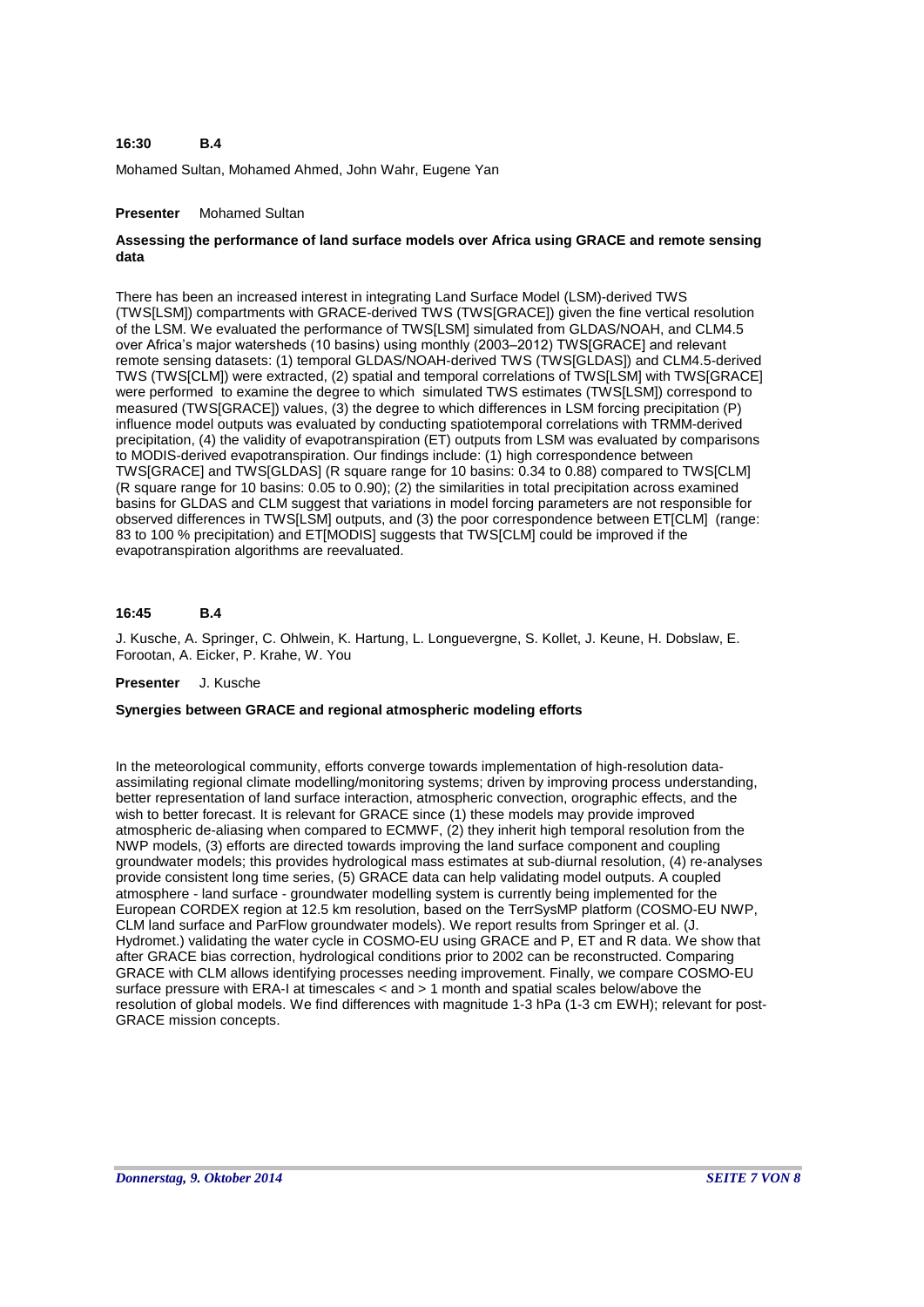**16:30 B.4**

Mohamed Sultan, Mohamed Ahmed, John Wahr, Eugene Yan

**Presenter** Mohamed Sultan

**Assessing the performance of land surface models over Africa using GRACE and remote sensing data**

There has been an increased interest in integrating Land Surface Model (LSM)-derived TWS (TWS[LSM]) compartments with GRACE-derived TWS (TWS[GRACE]) given the fine vertical resolution of the LSM. We evaluated the performance of TWS[LSM] simulated from GLDAS/NOAH, and CLM4.5 over Africa's major watersheds (10 basins) using monthly (2003–2012) TWS[GRACE] and relevant remote sensing datasets: (1) temporal GLDAS/NOAH-derived TWS (TWS[GLDAS]) and CLM4.5-derived TWS (TWS[CLM]) were extracted, (2) spatial and temporal correlations of TWS[LSM] with TWS[GRACE] were performed to examine the degree to which simulated TWS estimates (TWS[LSM]) correspond to measured (TWS[GRACE]) values, (3) the degree to which differences in LSM forcing precipitation (P) influence model outputs was evaluated by conducting spatiotemporal correlations with TRMM-derived precipitation, (4) the validity of evapotranspiration (ET) outputs from LSM was evaluated by comparisons to MODIS-derived evapotranspiration. Our findings include: (1) high correspondence between TWS[GRACE] and TWS[GLDAS] (R square range for 10 basins: 0.34 to 0.88) compared to TWS[CLM] (R square range for 10 basins: 0.05 to 0.90); (2) the similarities in total precipitation across examined basins for GLDAS and CLM suggest that variations in model forcing parameters are not responsible for observed differences in TWS[LSM] outputs, and (3) the poor correspondence between ET[CLM] (range: 83 to 100 % precipitation) and ET[MODIS] suggests that TWS[CLM] could be improved if the evapotranspiration algorithms are reevaluated.

**16:45 B.4**

J. Kusche, A. Springer, C. Ohlwein, K. Hartung, L. Longuevergne, S. Kollet, J. Keune, H. Dobslaw, E. Forootan, A. Eicker, P. Krahe, W. You

**Presenter** J. Kusche

**Synergies between GRACE and regional atmospheric modeling efforts**

In the meteorological community, efforts converge towards implementation of high-resolution data-assimilating regional climate modelling/monitoring systems; driven by improving process understanding, better representation of land surface interaction, atmospheric convection, orographic effects, and the wish to better forecast. It is relevant for GRACE since (1) these models may provide improved atmospheric de-aliasing when compared to ECMWF, (2) they inherit high temporal resolution from the NWP models, (3) efforts are directed towards improving the land surface component and coupling groundwater models; this provides hydrological mass estimates at sub-diurnal resolution, (4) re-analyses provide consistent long time series, (5) GRACE data can help validating model outputs. A coupled atmosphere - land surface - groundwater modelling system is currently being implemented for the European CORDEX region at 12.5 km resolution, based on the TerrSysMP platform (COSMO-EU NWP, CLM land surface and ParFlow groundwater models). We report results from Springer et al. (J. Hydromet.) validating the water cycle in COSMO-EU using GRACE and P, ET and R data. We show that after GRACE bias correction, hydrological conditions prior to 2002 can be reconstructed. Comparing GRACE with CLM allows identifying processes needing improvement. Finally, we compare COSMO-EU surface pressure with ERA-I at timescales < and > 1 month and spatial scales below/above the resolution of global models. We find differences with magnitude 1-3 hPa (1-3 cm EWH); relevant for post-GRACE mission concepts.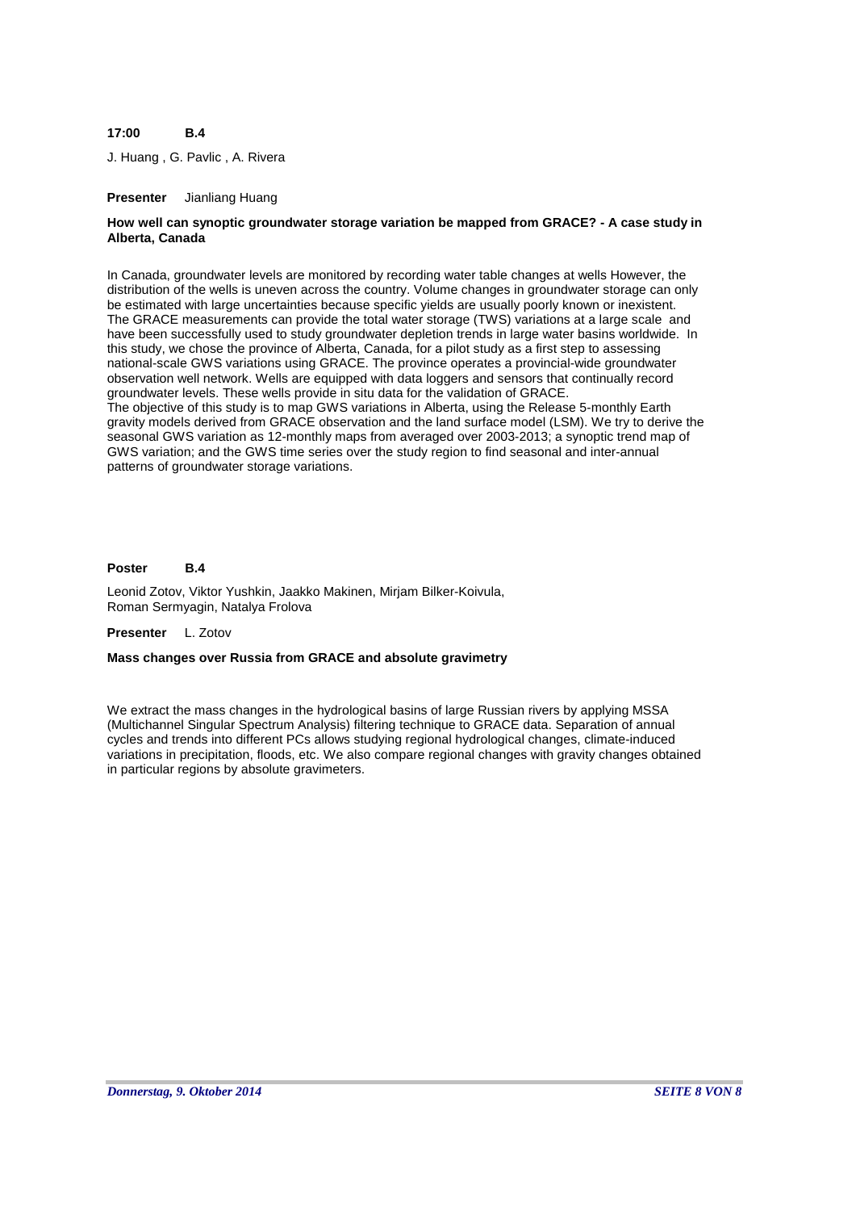**17:00 B.4**

J. Huang , G. Pavlic , A. Rivera

**Presenter** Jianliang Huang

**How well can synoptic groundwater storage variation be mapped from GRACE? - A case study in Alberta, Canada**

In Canada, groundwater levels are monitored by recording water table changes at wells However, the distribution of the wells is uneven across the country. Volume changes in groundwater storage can only be estimated with large uncertainties because specific yields are usually poorly known or inexistent. The GRACE measurements can provide the total water storage (TWS) variations at a large scale and have been successfully used to study groundwater depletion trends in large water basins worldwide. In this study, we chose the province of Alberta, Canada, for a pilot study as a first step to assessing national-scale GWS variations using GRACE. The province operates a provincial-wide groundwater observation well network. Wells are equipped with data loggers and sensors that continually record groundwater levels. These wells provide in situ data for the validation of GRACE.
The objective of this study is to map GWS variations in Alberta, using the Release 5-monthly Earth gravity models derived from GRACE observation and the land surface model (LSM). We try to derive the seasonal GWS variation as 12-monthly maps from averaged over 2003-2013; a synoptic trend map of GWS variation; and the GWS time series over the study region to find seasonal and inter-annual patterns of groundwater storage variations.

**Poster B.4**

Leonid Zotov, Viktor Yushkin, Jaakko Makinen, Mirjam Bilker-Koivula,
Roman Sermyagin, Natalya Frolova

**Presenter** L. Zotov

**Mass changes over Russia from GRACE and absolute gravimetry**

We extract the mass changes in the hydrological basins of large Russian rivers by applying MSSA (Multichannel Singular Spectrum Analysis) filtering technique to GRACE data. Separation of annual cycles and trends into different PCs allows studying regional hydrological changes, climate-induced variations in precipitation, floods, etc. We also compare regional changes with gravity changes obtained in particular regions by absolute gravimeters.